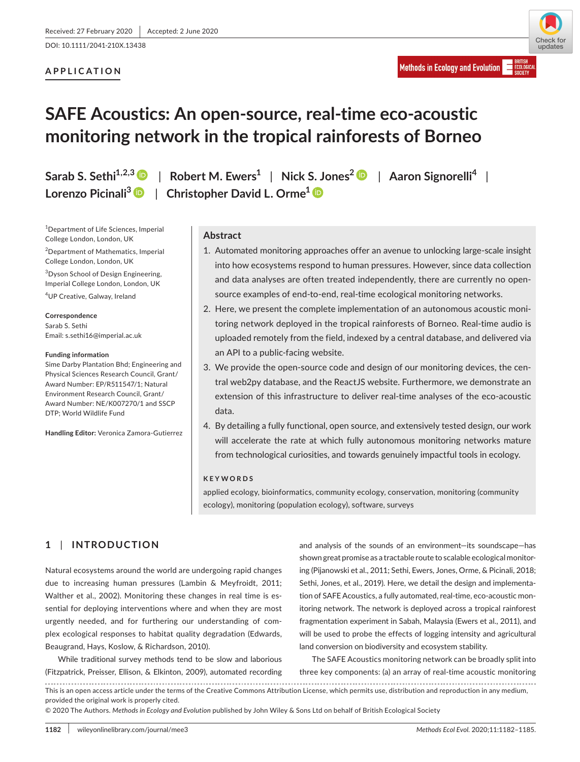Received: 27 February 2020 | Accepted: 2 June 2020

DOI: 10.1111/2041-210X.13438

**APPLICATION**

# SAFE Acoustics: An open-source, real-time eco-acoustic monitoring network in the tropical rainforests of Borneo

**Sarab S. Sethi**[1,2,3] | **Robert M. Ewers**[1] | **Nick S. Jones**[2] | **Aaron Signorelli**[4] | **Lorenzo Picinali**[3] | **Christopher David L. Orme**[1]

[1]Department of Life Sciences, Imperial College London, London, UK

[2]Department of Mathematics, Imperial College London, London, UK

[3]Dyson School of Design Engineering, Imperial College London, London, UK

[4]UP Creative, Galway, Ireland

**Correspondence**
Sarab S. Sethi
Email: s.sethi16@imperial.ac.uk

**Funding information**
Sime Darby Plantation Bhd; Engineering and Physical Sciences Research Council, Grant/Award Number: EP/R511547/1; Natural Environment Research Council, Grant/Award Number: NE/K007270/1 and SSCP DTP; World Wildlife Fund

**Handling Editor:** Veronica Zamora-Gutierrez

## Abstract

1. Automated monitoring approaches offer an avenue to unlocking large-scale insight into how ecosystems respond to human pressures. However, since data collection and data analyses are often treated independently, there are currently no open-source examples of end-to-end, real-time ecological monitoring networks.
2. Here, we present the complete implementation of an autonomous acoustic monitoring network deployed in the tropical rainforests of Borneo. Real-time audio is uploaded remotely from the field, indexed by a central database, and delivered via an API to a public-facing website.
3. We provide the open-source code and design of our monitoring devices, the central web2py database, and the ReactJS website. Furthermore, we demonstrate an extension of this infrastructure to deliver real-time analyses of the eco-acoustic data.
4. By detailing a fully functional, open source, and extensively tested design, our work will accelerate the rate at which fully autonomous monitoring networks mature from technological curiosities, and towards genuinely impactful tools in ecology.

**KEYWORDS**

applied ecology, bioinformatics, community ecology, conservation, monitoring (community ecology), monitoring (population ecology), software, surveys

## 1 | INTRODUCTION

Natural ecosystems around the world are undergoing rapid changes due to increasing human pressures (Lambin & Meyfroidt, 2011; Walther et al., 2002). Monitoring these changes in real time is essential for deploying interventions where and when they are most urgently needed, and for furthering our understanding of complex ecological responses to habitat quality degradation (Edwards, Beaugrand, Hays, Koslow, & Richardson, 2010).

While traditional survey methods tend to be slow and laborious (Fitzpatrick, Preisser, Ellison, & Elkinton, 2009), automated recording and analysis of the sounds of an environment—its soundscape—has shown great promise as a tractable route to scalable ecological monitoring (Pijanowski et al., 2011; Sethi, Ewers, Jones, Orme, & Picinali, 2018; Sethi, Jones, et al., 2019). Here, we detail the design and implementation of SAFE Acoustics, a fully automated, real-time, eco-acoustic monitoring network. The network is deployed across a tropical rainforest fragmentation experiment in Sabah, Malaysia (Ewers et al., 2011), and will be used to probe the effects of logging intensity and agricultural land conversion on biodiversity and ecosystem stability.

The SAFE Acoustics monitoring network can be broadly split into three key components: (a) an array of real-time acoustic monitoring

This is an open access article under the terms of the Creative Commons Attribution License, which permits use, distribution and reproduction in any medium, provided the original work is properly cited.
© 2020 The Authors. *Methods in Ecology and Evolution* published by John Wiley & Sons Ltd on behalf of British Ecological Society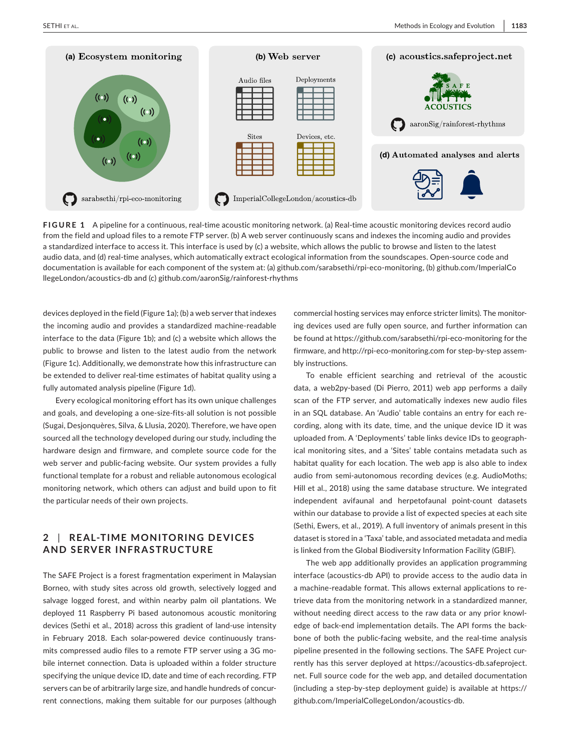**FIGURE 1** A pipeline for a continuous, real-time acoustic monitoring network. (a) Real-time acoustic monitoring devices record audio from the field and upload files to a remote FTP server. (b) A web server continuously scans and indexes the incoming audio and provides a standardized interface to access it. This interface is used by (c) a website, which allows the public to browse and listen to the latest audio data, and (d) real-time analyses, which automatically extract ecological information from the soundscapes. Open-source code and documentation is available for each component of the system at: (a) github.com/sarabsethi/rpi-eco-monitoring, (b) github.com/ImperialCollegeLondon/acoustics-db and (c) github.com/aaronSig/rainforest-rhythms

devices deployed in the field (Figure 1a); (b) a web server that indexes the incoming audio and provides a standardized machine-readable interface to the data (Figure 1b); and (c) a website which allows the public to browse and listen to the latest audio from the network (Figure 1c). Additionally, we demonstrate how this infrastructure can be extended to deliver real-time estimates of habitat quality using a fully automated analysis pipeline (Figure 1d).

Every ecological monitoring effort has its own unique challenges and goals, and developing a one-size-fits-all solution is not possible (Sugai, Desjonquères, Silva, & Llusia, 2020). Therefore, we have open sourced all the technology developed during our study, including the hardware design and firmware, and complete source code for the web server and public-facing website. Our system provides a fully functional template for a robust and reliable autonomous ecological monitoring network, which others can adjust and build upon to fit the particular needs of their own projects.

## 2 | REAL-TIME MONITORING DEVICES AND SERVER INFRASTRUCTURE

The SAFE Project is a forest fragmentation experiment in Malaysian Borneo, with study sites across old growth, selectively logged and salvage logged forest, and within nearby palm oil plantations. We deployed 11 Raspberry Pi based autonomous acoustic monitoring devices (Sethi et al., 2018) across this gradient of land-use intensity in February 2018. Each solar-powered device continuously transmits compressed audio files to a remote FTP server using a 3G mobile internet connection. Data is uploaded within a folder structure specifying the unique device ID, date and time of each recording. FTP servers can be of arbitrarily large size, and handle hundreds of concurrent connections, making them suitable for our purposes (although commercial hosting services may enforce stricter limits). The monitoring devices used are fully open source, and further information can be found at https://github.com/sarabsethi/rpi-eco-monitoring for the firmware, and http://rpi-eco-monitoring.com for step-by-step assembly instructions.

To enable efficient searching and retrieval of the acoustic data, a web2py-based (Di Pierro, 2011) web app performs a daily scan of the FTP server, and automatically indexes new audio files in an SQL database. An 'Audio' table contains an entry for each recording, along with its date, time, and the unique device ID it was uploaded from. A 'Deployments' table links device IDs to geographical monitoring sites, and a 'Sites' table contains metadata such as habitat quality for each location. The web app is also able to index audio from semi-autonomous recording devices (e.g. AudioMoths; Hill et al., 2018) using the same database structure. We integrated independent avifaunal and herpetofaunal point-count datasets within our database to provide a list of expected species at each site (Sethi, Ewers, et al., 2019). A full inventory of animals present in this dataset is stored in a 'Taxa' table, and associated metadata and media is linked from the Global Biodiversity Information Facility (GBIF).

The web app additionally provides an application programming interface (acoustics-db API) to provide access to the audio data in a machine-readable format. This allows external applications to retrieve data from the monitoring network in a standardized manner, without needing direct access to the raw data or any prior knowledge of back-end implementation details. The API forms the backbone of both the public-facing website, and the real-time analysis pipeline presented in the following sections. The SAFE Project currently has this server deployed at https://acoustics-db.safeproject.net. Full source code for the web app, and detailed documentation (including a step-by-step deployment guide) is available at https://github.com/ImperialCollegeLondon/acoustics-db.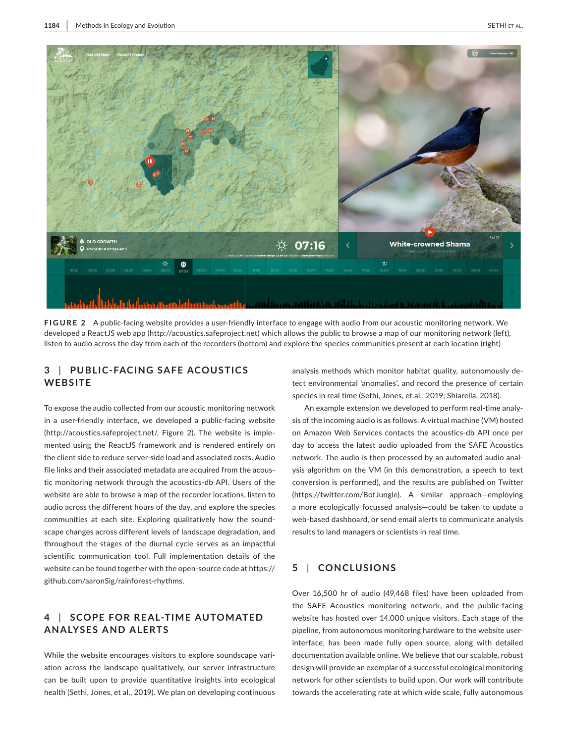**FIGURE 2** A public-facing website provides a user-friendly interface to engage with audio from our acoustic monitoring network. We developed a ReactJS web app (http://acoustics.safeproject.net) which allows the public to browse a map of our monitoring network (left), listen to audio across the day from each of the recorders (bottom) and explore the species communities present at each location (right)

## 3 | PUBLIC-FACING SAFE ACOUSTICS WEBSITE

To expose the audio collected from our acoustic monitoring network in a user-friendly interface, we developed a public-facing website (http://acoustics.safeproject.net/, Figure 2). The website is implemented using the ReactJS framework and is rendered entirely on the client side to reduce server-side load and associated costs. Audio file links and their associated metadata are acquired from the acoustic monitoring network through the acoustics-db API. Users of the website are able to browse a map of the recorder locations, listen to audio across the different hours of the day, and explore the species communities at each site. Exploring qualitatively how the soundscape changes across different levels of landscape degradation, and throughout the stages of the diurnal cycle serves as an impactful scientific communication tool. Full implementation details of the website can be found together with the open-source code at https://github.com/aaronSig/rainforest-rhythms.

## 4 | SCOPE FOR REAL-TIME AUTOMATED ANALYSES AND ALERTS

While the website encourages visitors to explore soundscape variation across the landscape qualitatively, our server infrastructure can be built upon to provide quantitative insights into ecological health (Sethi, Jones, et al., 2019). We plan on developing continuous analysis methods which monitor habitat quality, autonomously detect environmental 'anomalies', and record the presence of certain species in real time (Sethi, Jones, et al., 2019; Shiarella, 2018).

An example extension we developed to perform real-time analysis of the incoming audio is as follows. A virtual machine (VM) hosted on Amazon Web Services contacts the acoustics-db API once per day to access the latest audio uploaded from the SAFE Acoustics network. The audio is then processed by an automated audio analysis algorithm on the VM (in this demonstration, a speech to text conversion is performed), and the results are published on Twitter (https://twitter.com/BotJungle). A similar approach—employing a more ecologically focussed analysis—could be taken to update a web-based dashboard, or send email alerts to communicate analysis results to land managers or scientists in real time.

## 5 | CONCLUSIONS

Over 16,500 hr of audio (49,468 files) have been uploaded from the SAFE Acoustics monitoring network, and the public-facing website has hosted over 14,000 unique visitors. Each stage of the pipeline, from autonomous monitoring hardware to the website user-interface, has been made fully open source, along with detailed documentation available online. We believe that our scalable, robust design will provide an exemplar of a successful ecological monitoring network for other scientists to build upon. Our work will contribute towards the accelerating rate at which wide scale, fully autonomous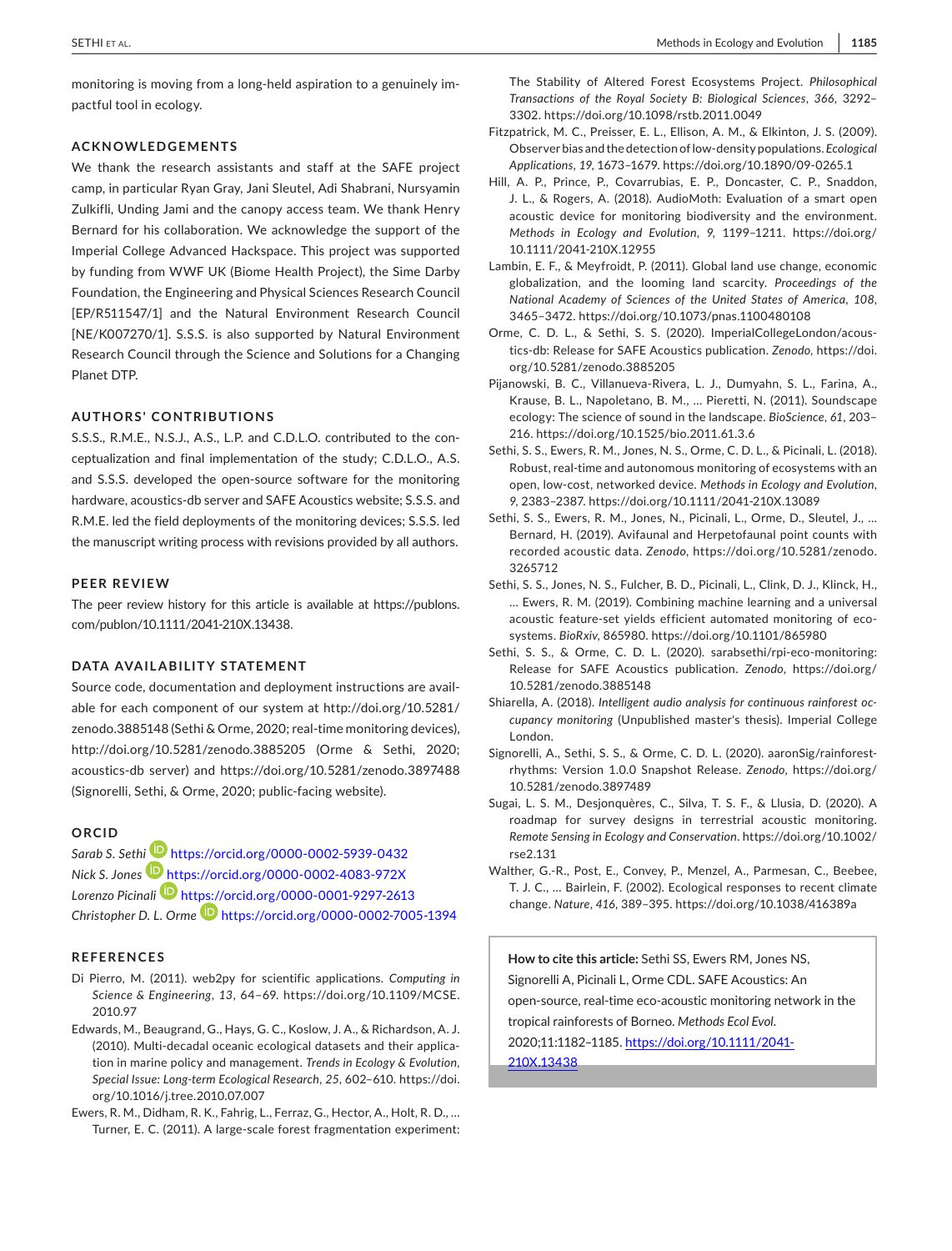monitoring is moving from a long-held aspiration to a genuinely impactful tool in ecology.

## ACKNOWLEDGEMENTS

We thank the research assistants and staff at the SAFE project camp, in particular Ryan Gray, Jani Sleutel, Adi Shabrani, Nursyamin Zulkifli, Unding Jami and the canopy access team. We thank Henry Bernard for his collaboration. We acknowledge the support of the Imperial College Advanced Hackspace. This project was supported by funding from WWF UK (Biome Health Project), the Sime Darby Foundation, the Engineering and Physical Sciences Research Council [EP/R511547/1] and the Natural Environment Research Council [NE/K007270/1]. S.S.S. is also supported by Natural Environment Research Council through the Science and Solutions for a Changing Planet DTP.

## AUTHORS' CONTRIBUTIONS

S.S.S., R.M.E., N.S.J., A.S., L.P. and C.D.L.O. contributed to the conceptualization and final implementation of the study; C.D.L.O., A.S. and S.S.S. developed the open-source software for the monitoring hardware, acoustics-db server and SAFE Acoustics website; S.S.S. and R.M.E. led the field deployments of the monitoring devices; S.S.S. led the manuscript writing process with revisions provided by all authors.

## PEER REVIEW

The peer review history for this article is available at https://publons.com/publon/10.1111/2041-210X.13438.

## DATA AVAILABILITY STATEMENT

Source code, documentation and deployment instructions are available for each component of our system at http://doi.org/10.5281/zenodo.3885148 (Sethi & Orme, 2020; real-time monitoring devices), http://doi.org/10.5281/zenodo.3885205 (Orme & Sethi, 2020; acoustics-db server) and https://doi.org/10.5281/zenodo.3897488 (Signorelli, Sethi, & Orme, 2020; public-facing website).

## ORCID

*Sarah S. Sethi* https://orcid.org/0000-0002-5939-0432
*Nick S. Jones* https://orcid.org/0000-0002-4083-972X
*Lorenzo Picinali* https://orcid.org/0000-0001-9297-2613
*Christopher D. L. Orme* https://orcid.org/0000-0002-7005-1394

## REFERENCES

Di Pierro, M. (2011). web2py for scientific applications. *Computing in Science & Engineering*, *13*, 64–69. https://doi.org/10.1109/MCSE.2010.97

Edwards, M., Beaugrand, G., Hays, G. C., Koslow, J. A., & Richardson, A. J. (2010). Multi-decadal oceanic ecological datasets and their application in marine policy and management. *Trends in Ecology & Evolution, Special Issue: Long-term Ecological Research*, *25*, 602–610. https://doi.org/10.1016/j.tree.2010.07.007

Ewers, R. M., Didham, R. K., Fahrig, L., Ferraz, G., Hector, A., Holt, R. D., … Turner, E. C. (2011). A large-scale forest fragmentation experiment: The Stability of Altered Forest Ecosystems Project. *Philosophical Transactions of the Royal Society B: Biological Sciences*, *366*, 3292–3302. https://doi.org/10.1098/rstb.2011.0049

Fitzpatrick, M. C., Preisser, E. L., Ellison, A. M., & Elkinton, J. S. (2009). Observer bias and the detection of low-density populations. *Ecological Applications*, *19*, 1673–1679. https://doi.org/10.1890/09-0265.1

Hill, A. P., Prince, P., Covarrubias, E. P., Doncaster, C. P., Snaddon, J. L., & Rogers, A. (2018). AudioMoth: Evaluation of a smart open acoustic device for monitoring biodiversity and the environment. *Methods in Ecology and Evolution*, *9*, 1199–1211. https://doi.org/10.1111/2041-210X.12955

Lambin, E. F., & Meyfroidt, P. (2011). Global land use change, economic globalization, and the looming land scarcity. *Proceedings of the National Academy of Sciences of the United States of America*, *108*, 3465–3472. https://doi.org/10.1073/pnas.1100480108

Orme, C. D. L., & Sethi, S. S. (2020). ImperialCollegeLondon/acoustics-db: Release for SAFE Acoustics publication. *Zenodo*, https://doi.org/10.5281/zenodo.3885205

Pijanowski, B. C., Villanueva-Rivera, L. J., Dumyahn, S. L., Farina, A., Krause, B. L., Napoletano, B. M., … Pieretti, N. (2011). Soundscape ecology: The science of sound in the landscape. *BioScience*, *61*, 203–216. https://doi.org/10.1525/bio.2011.61.3.6

Sethi, S. S., Ewers, R. M., Jones, N. S., Orme, C. D. L., & Picinali, L. (2018). Robust, real-time and autonomous monitoring of ecosystems with an open, low-cost, networked device. *Methods in Ecology and Evolution*, *9*, 2383–2387. https://doi.org/10.1111/2041-210X.13089

Sethi, S. S., Ewers, R. M., Jones, N., Picinali, L., Orme, D., Sleutel, J., … Bernard, H. (2019). Avifaunal and Herpetofaunal point counts with recorded acoustic data. *Zenodo*, https://doi.org/10.5281/zenodo.3265712

Sethi, S. S., Jones, N. S., Fulcher, B. D., Picinali, L., Clink, D. J., Klinck, H., … Ewers, R. M. (2019). Combining machine learning and a universal acoustic feature-set yields efficient automated monitoring of ecosystems. *BioRxiv*, 865980. https://doi.org/10.1101/865980

Sethi, S. S., & Orme, C. D. L. (2020). sarabsethi/rpi-eco-monitoring: Release for SAFE Acoustics publication. *Zenodo*, https://doi.org/10.5281/zenodo.3885148

Shiarella, A. (2018). *Intelligent audio analysis for continuous rainforest occupancy monitoring* (Unpublished master's thesis). Imperial College London.

Signorelli, A., Sethi, S. S., & Orme, C. D. L. (2020). aaronSig/rainforest-rhythms: Version 1.0.0 Snapshot Release. *Zenodo*, https://doi.org/10.5281/zenodo.3897489

Sugai, L. S. M., Desjonquères, C., Silva, T. S. F., & Llusia, D. (2020). A roadmap for survey designs in terrestrial acoustic monitoring. *Remote Sensing in Ecology and Conservation*. https://doi.org/10.1002/rse2.131

Walther, G.-R., Post, E., Convey, P., Menzel, A., Parmesan, C., Beebee, T. J. C., … Bairlein, F. (2002). Ecological responses to recent climate change. *Nature*, *416*, 389–395. https://doi.org/10.1038/416389a

**How to cite this article:** Sethi SS, Ewers RM, Jones NS, Signorelli A, Picinali L, Orme CDL. SAFE Acoustics: An open-source, real-time eco-acoustic monitoring network in the tropical rainforests of Borneo. *Methods Ecol Evol*. 2020;11:1182–1185. https://doi.org/10.1111/2041-210X.13438